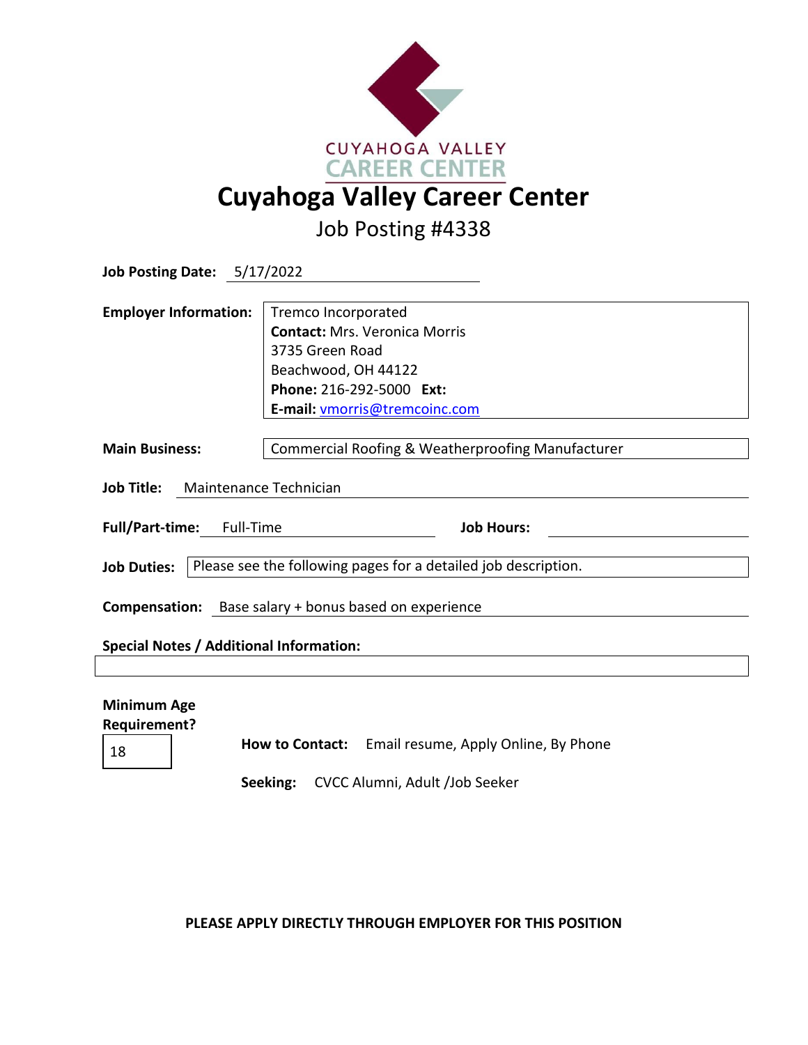# Cuyahoga Valley Career Center

## Job Posting #4338

**Job Posting Date:** 5/17/2022

**Employer Information:**
Tremco Incorporated
**Contact:** Mrs. Veronica Morris
3735 Green Road
Beachwood, OH 44122
**Phone:** 216-292-5000 **Ext:**
**E-mail:** vmorris@tremcoinc.com

**Main Business:** Commercial Roofing & Weatherproofing Manufacturer

**Job Title:** Maintenance Technician

**Full/Part-time:** Full-Time **Job Hours:**

**Job Duties:** Please see the following pages for a detailed job description.

**Compensation:** Base salary + bonus based on experience

**Special Notes / Additional Information:**

**Minimum Age Requirement?** 18

**How to Contact:** Email resume, Apply Online, By Phone

**Seeking:** CVCC Alumni, Adult /Job Seeker

**PLEASE APPLY DIRECTLY THROUGH EMPLOYER FOR THIS POSITION**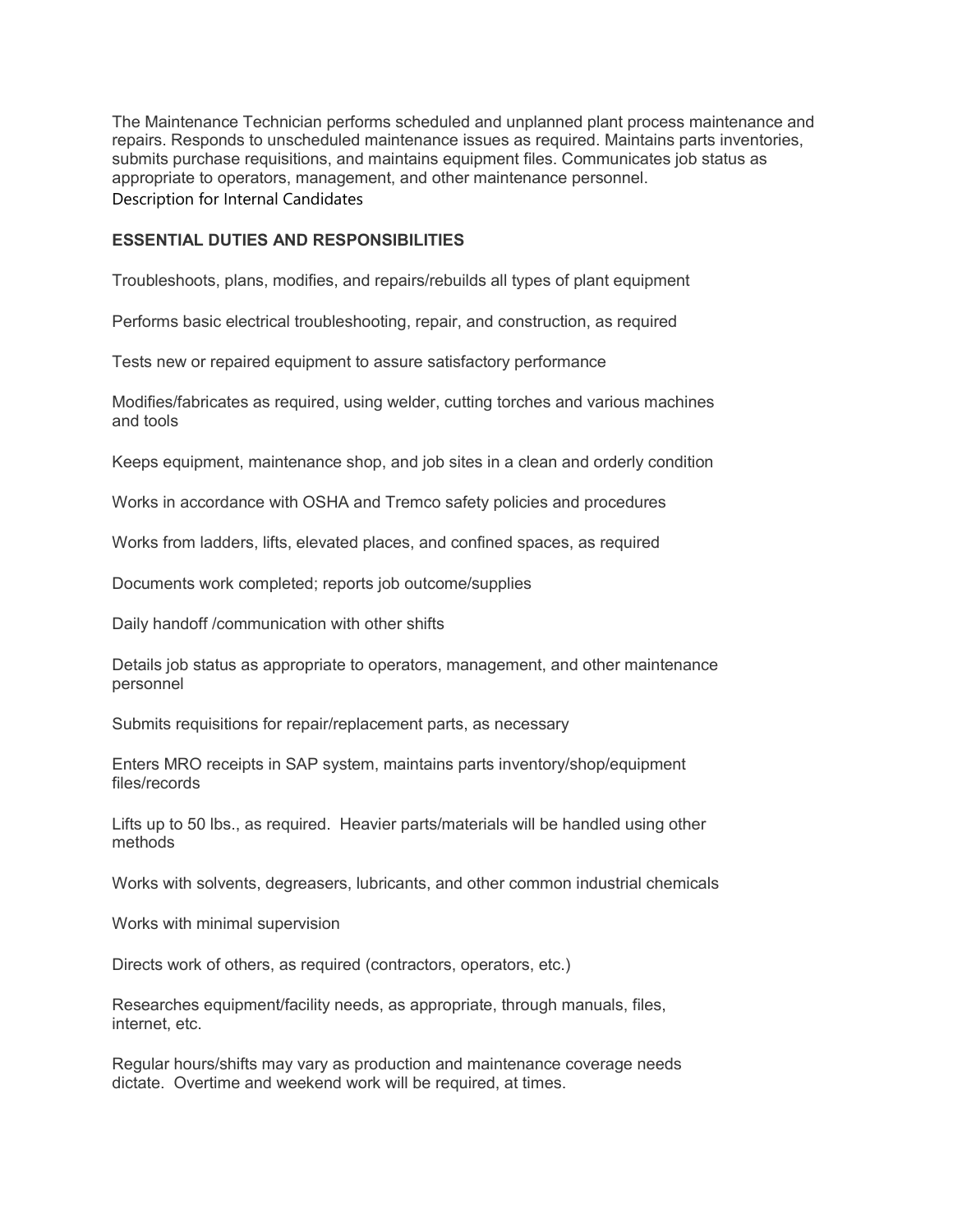The Maintenance Technician performs scheduled and unplanned plant process maintenance and repairs. Responds to unscheduled maintenance issues as required. Maintains parts inventories, submits purchase requisitions, and maintains equipment files. Communicates job status as appropriate to operators, management, and other maintenance personnel.

Description for Internal Candidates

**ESSENTIAL DUTIES AND RESPONSIBILITIES**

Troubleshoots, plans, modifies, and repairs/rebuilds all types of plant equipment

Performs basic electrical troubleshooting, repair, and construction, as required

Tests new or repaired equipment to assure satisfactory performance

Modifies/fabricates as required, using welder, cutting torches and various machines and tools

Keeps equipment, maintenance shop, and job sites in a clean and orderly condition

Works in accordance with OSHA and Tremco safety policies and procedures

Works from ladders, lifts, elevated places, and confined spaces, as required

Documents work completed; reports job outcome/supplies

Daily handoff /communication with other shifts

Details job status as appropriate to operators, management, and other maintenance personnel

Submits requisitions for repair/replacement parts, as necessary

Enters MRO receipts in SAP system, maintains parts inventory/shop/equipment files/records

Lifts up to 50 lbs., as required. Heavier parts/materials will be handled using other methods

Works with solvents, degreasers, lubricants, and other common industrial chemicals

Works with minimal supervision

Directs work of others, as required (contractors, operators, etc.)

Researches equipment/facility needs, as appropriate, through manuals, files, internet, etc.

Regular hours/shifts may vary as production and maintenance coverage needs dictate. Overtime and weekend work will be required, at times.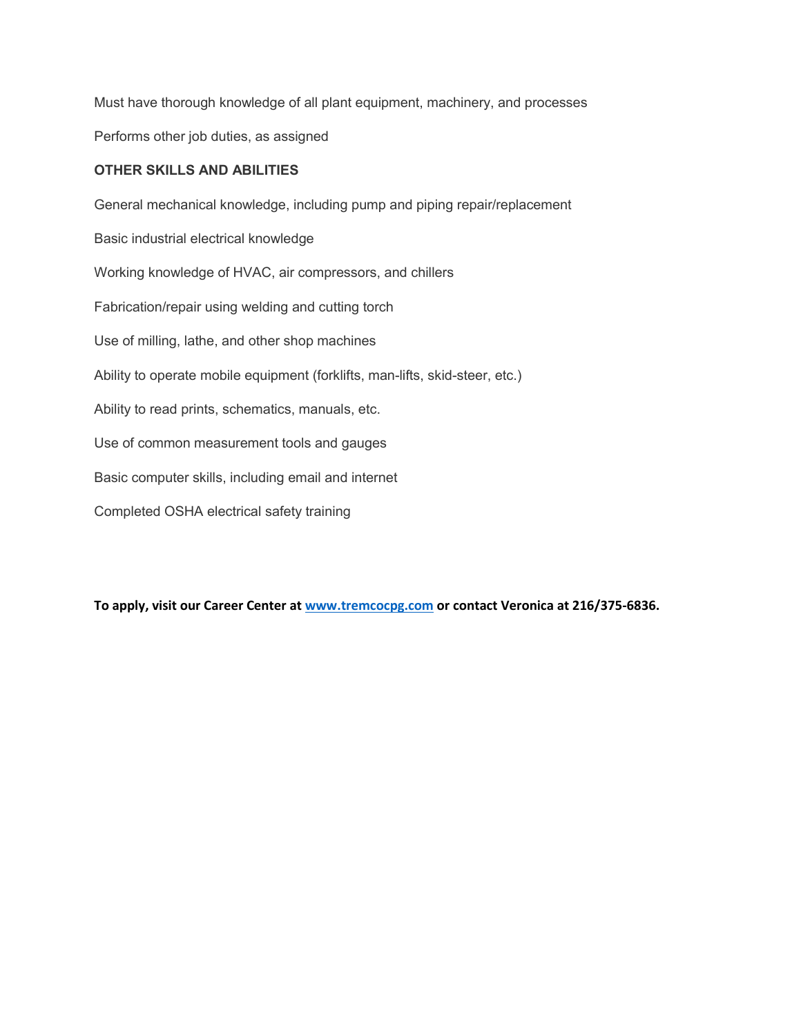Must have thorough knowledge of all plant equipment, machinery, and processes

Performs other job duties, as assigned

**OTHER SKILLS AND ABILITIES**

General mechanical knowledge, including pump and piping repair/replacement

Basic industrial electrical knowledge

Working knowledge of HVAC, air compressors, and chillers

Fabrication/repair using welding and cutting torch

Use of milling, lathe, and other shop machines

Ability to operate mobile equipment (forklifts, man-lifts, skid-steer, etc.)

Ability to read prints, schematics, manuals, etc.

Use of common measurement tools and gauges

Basic computer skills, including email and internet

Completed OSHA electrical safety training

**To apply, visit our Career Center at [www.tremcocpg.com](www.tremcocpg.com) or contact Veronica at 216/375-6836.**